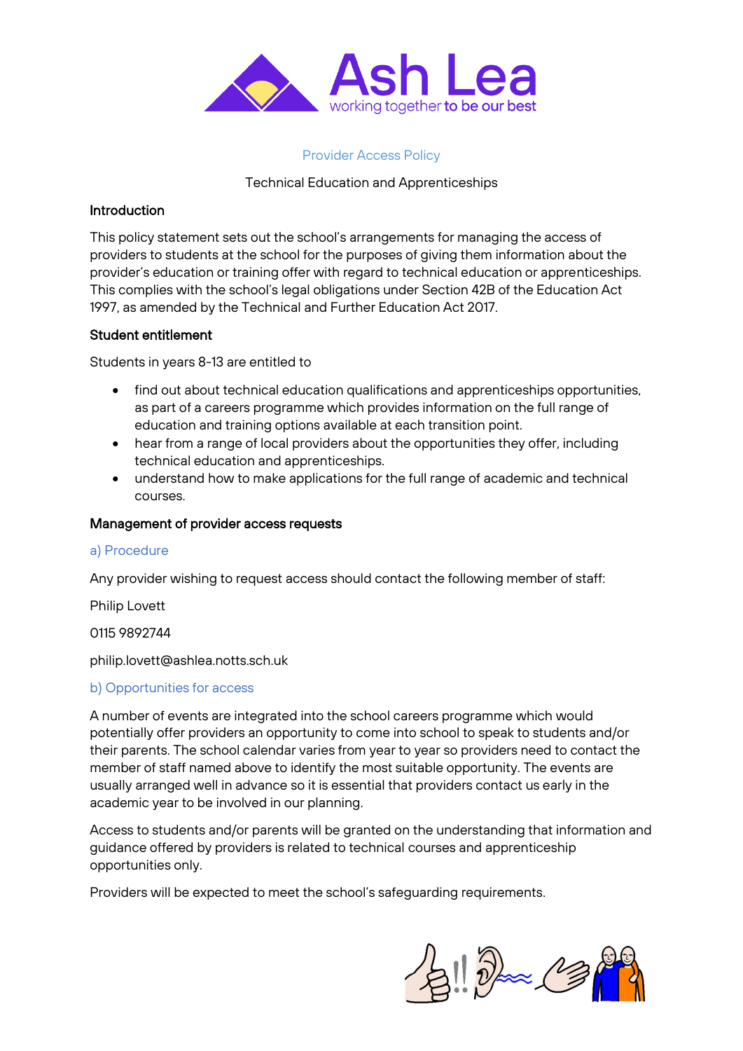Ash Lea
working together to be our best

# Provider Access Policy

Technical Education and Apprenticeships

## Introduction

This policy statement sets out the school's arrangements for managing the access of providers to students at the school for the purposes of giving them information about the provider's education or training offer with regard to technical education or apprenticeships. This complies with the school's legal obligations under Section 42B of the Education Act 1997, as amended by the Technical and Further Education Act 2017.

## Student entitlement

Students in years 8-13 are entitled to

- find out about technical education qualifications and apprenticeships opportunities, as part of a careers programme which provides information on the full range of education and training options available at each transition point.
- hear from a range of local providers about the opportunities they offer, including technical education and apprenticeships.
- understand how to make applications for the full range of academic and technical courses.

## Management of provider access requests

### a) Procedure

Any provider wishing to request access should contact the following member of staff:

Philip Lovett

0115 9892744

philip.lovett@ashlea.notts.sch.uk

### b) Opportunities for access

A number of events are integrated into the school careers programme which would potentially offer providers an opportunity to come into school to speak to students and/or their parents. The school calendar varies from year to year so providers need to contact the member of staff named above to identify the most suitable opportunity. The events are usually arranged well in advance so it is essential that providers contact us early in the academic year to be involved in our planning.

Access to students and/or parents will be granted on the understanding that information and guidance offered by providers is related to technical courses and apprenticeship opportunities only.

Providers will be expected to meet the school's safeguarding requirements.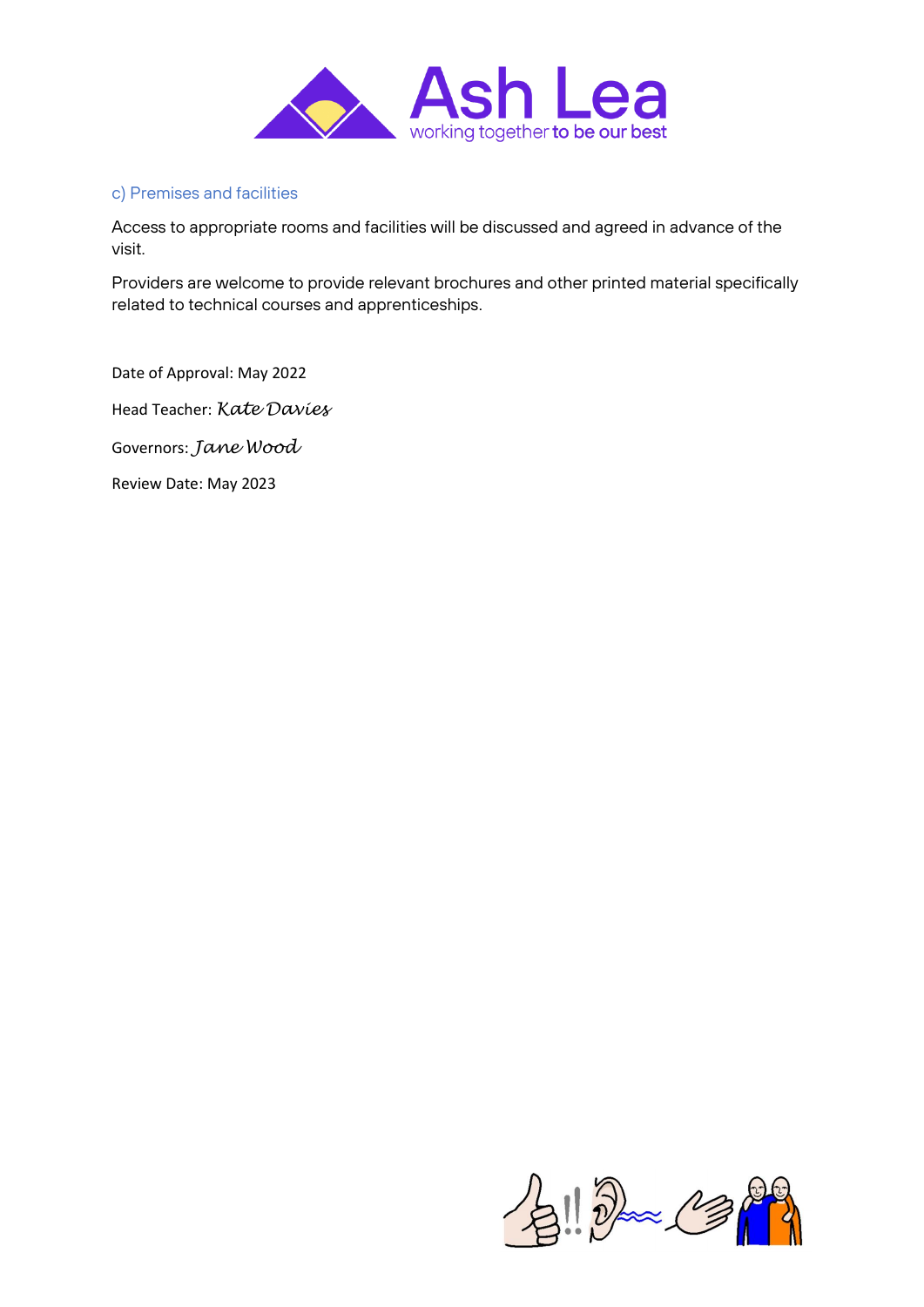### c) Premises and facilities

Access to appropriate rooms and facilities will be discussed and agreed in advance of the visit.

Providers are welcome to provide relevant brochures and other printed material specifically related to technical courses and apprenticeships.

Date of Approval: May 2022

Head Teacher: *Kate Davies*

Governors: *Jane Wood*

Review Date: May 2023